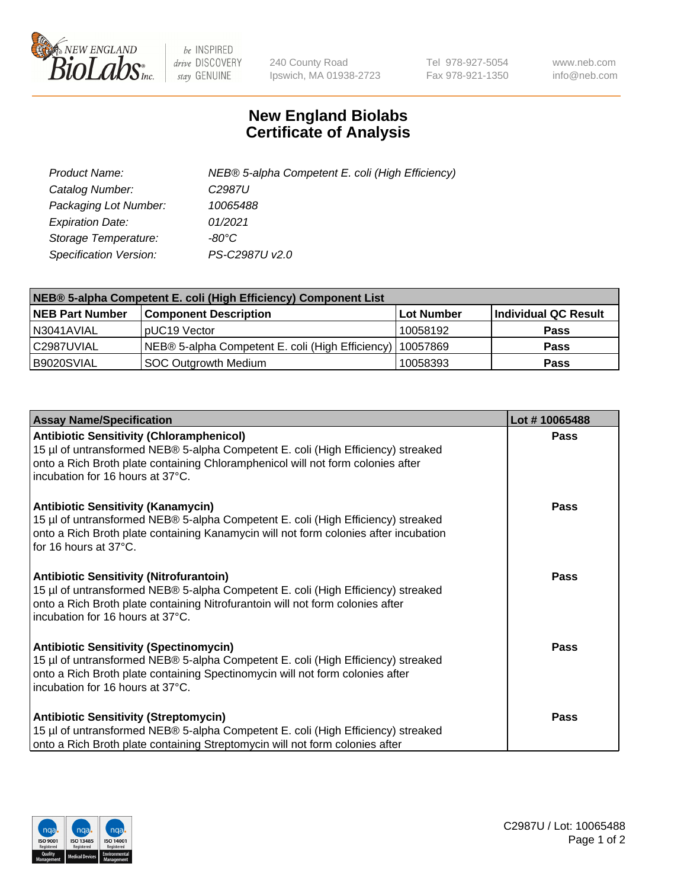# New England Biolabs Certificate of Analysis

| | |
|---|---|
| *Product Name:* | *NEB® 5-alpha Competent E. coli (High Efficiency)* |
| *Catalog Number:* | *C2987U* |
| *Packaging Lot Number:* | *10065488* |
| *Expiration Date:* | *01/2021* |
| *Storage Temperature:* | *-80°C* |
| *Specification Version:* | *PS-C2987U v2.0* |

| **NEB® 5-alpha Competent E. coli (High Efficiency) Component List** | | | |
|---|---|---|---|
| **NEB Part Number** | **Component Description** | **Lot Number** | **Individual QC Result** |
| N3041AVIAL | pUC19 Vector | 10058192 | **Pass** |
| C2987UVIAL | NEB® 5-alpha Competent E. coli (High Efficiency) | 10057869 | **Pass** |
| B9020SVIAL | SOC Outgrowth Medium | 10058393 | **Pass** |

| **Assay Name/Specification** | **Lot # 10065488** |
|---|---|
| **Antibiotic Sensitivity (Chloramphenicol)** 15 µl of untransformed NEB® 5-alpha Competent E. coli (High Efficiency) streaked onto a Rich Broth plate containing Chloramphenicol will not form colonies after incubation for 16 hours at 37°C. | **Pass** |
| **Antibiotic Sensitivity (Kanamycin)** 15 µl of untransformed NEB® 5-alpha Competent E. coli (High Efficiency) streaked onto a Rich Broth plate containing Kanamycin will not form colonies after incubation for 16 hours at 37°C. | **Pass** |
| **Antibiotic Sensitivity (Nitrofurantoin)** 15 µl of untransformed NEB® 5-alpha Competent E. coli (High Efficiency) streaked onto a Rich Broth plate containing Nitrofurantoin will not form colonies after incubation for 16 hours at 37°C. | **Pass** |
| **Antibiotic Sensitivity (Spectinomycin)** 15 µl of untransformed NEB® 5-alpha Competent E. coli (High Efficiency) streaked onto a Rich Broth plate containing Spectinomycin will not form colonies after incubation for 16 hours at 37°C. | **Pass** |
| **Antibiotic Sensitivity (Streptomycin)** 15 µl of untransformed NEB® 5-alpha Competent E. coli (High Efficiency) streaked onto a Rich Broth plate containing Streptomycin will not form colonies after | **Pass** |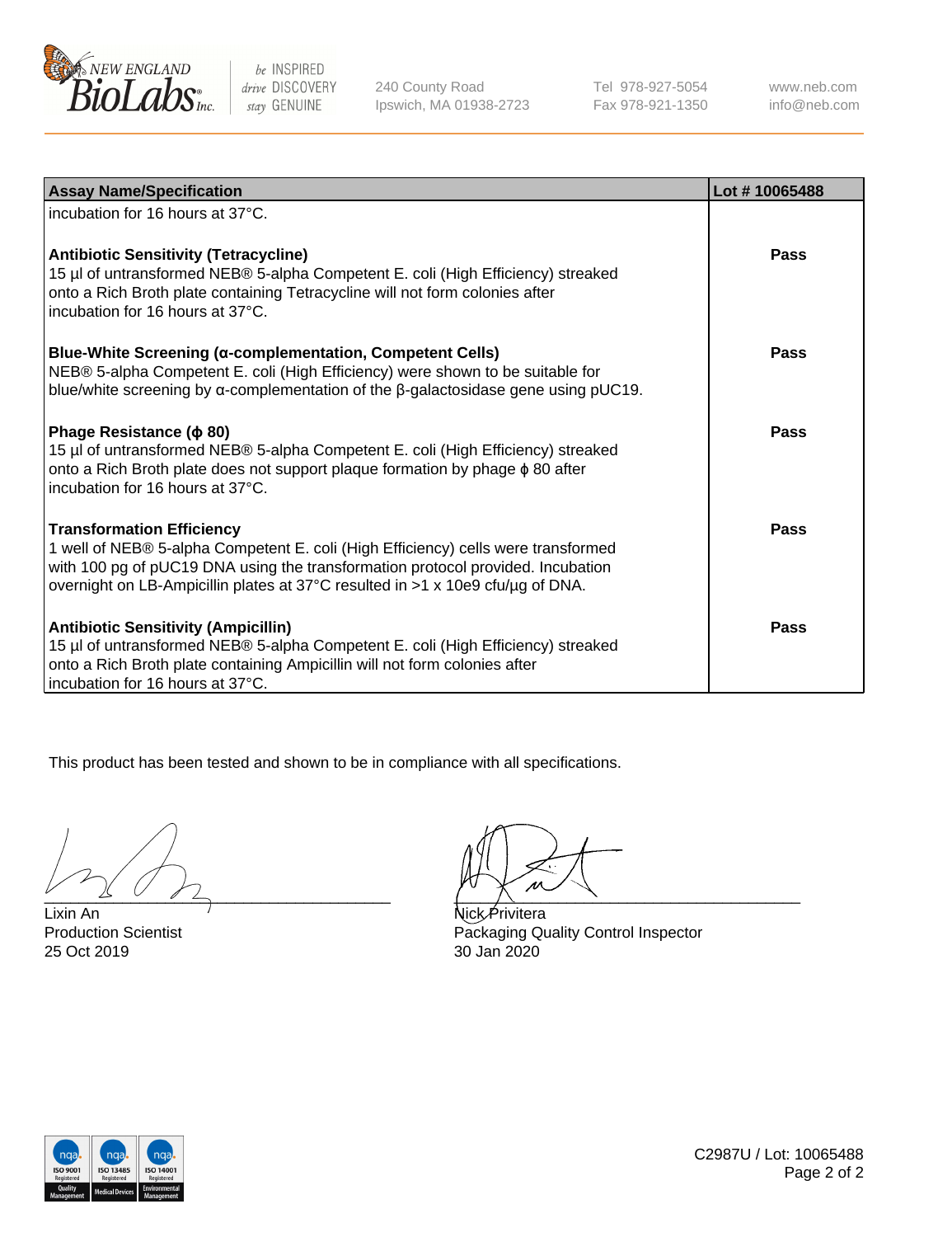| Assay Name/Specification | Lot # 10065488 |
| --- | --- |
| incubation for 16 hours at 37°C. | |
| **Antibiotic Sensitivity (Tetracycline)**<br>15 µl of untransformed NEB® 5-alpha Competent E. coli (High Efficiency) streaked onto a Rich Broth plate containing Tetracycline will not form colonies after incubation for 16 hours at 37°C. | **Pass** |
| **Blue-White Screening (α-complementation, Competent Cells)**<br>NEB® 5-alpha Competent E. coli (High Efficiency) were shown to be suitable for blue/white screening by α-complementation of the β-galactosidase gene using pUC19. | **Pass** |
| **Phage Resistance (ϕ 80)**<br>15 µl of untransformed NEB® 5-alpha Competent E. coli (High Efficiency) streaked onto a Rich Broth plate does not support plaque formation by phage ϕ 80 after incubation for 16 hours at 37°C. | **Pass** |
| **Transformation Efficiency**<br>1 well of NEB® 5-alpha Competent E. coli (High Efficiency) cells were transformed with 100 pg of pUC19 DNA using the transformation protocol provided. Incubation overnight on LB-Ampicillin plates at 37°C resulted in >1 x 10e9 cfu/µg of DNA. | **Pass** |
| **Antibiotic Sensitivity (Ampicillin)**<br>15 µl of untransformed NEB® 5-alpha Competent E. coli (High Efficiency) streaked onto a Rich Broth plate containing Ampicillin will not form colonies after incubation for 16 hours at 37°C. | **Pass** |

This product has been tested and shown to be in compliance with all specifications.

Lixin An
Production Scientist
25 Oct 2019

Nick Privitera
Packaging Quality Control Inspector
30 Jan 2020

C2987U / Lot: 10065488